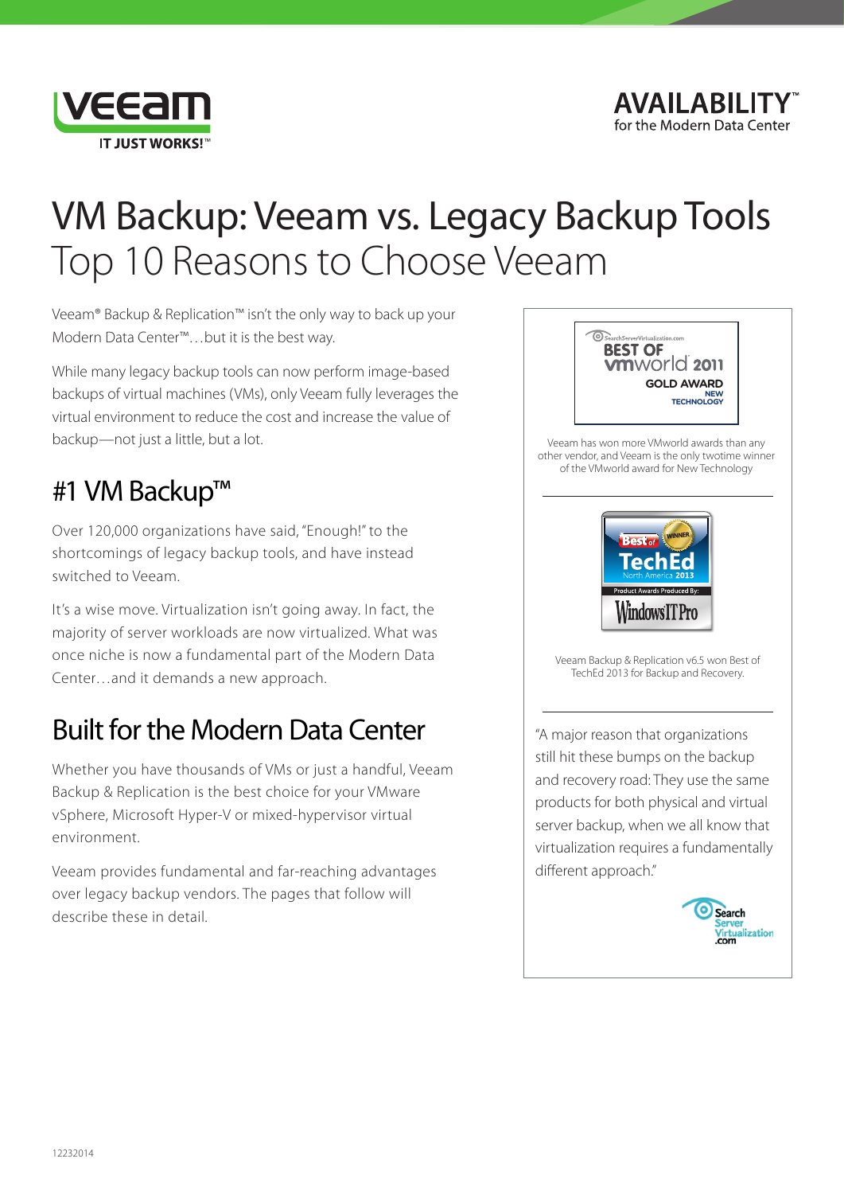# VM Backup: Veeam vs. Legacy Backup Tools

## Top 10 Reasons to Choose Veeam

Veeam® Backup & Replication™ isn't the only way to back up your Modern Data Center™…but it is the best way.

While many legacy backup tools can now perform image-based backups of virtual machines (VMs), only Veeam fully leverages the virtual environment to reduce the cost and increase the value of backup—not just a little, but a lot.

## #1 VM Backup™

Over 120,000 organizations have said, "Enough!" to the shortcomings of legacy backup tools, and have instead switched to Veeam.

It's a wise move. Virtualization isn't going away. In fact, the majority of server workloads are now virtualized. What was once niche is now a fundamental part of the Modern Data Center…and it demands a new approach.

## Built for the Modern Data Center

Whether you have thousands of VMs or just a handful, Veeam Backup & Replication is the best choice for your VMware vSphere, Microsoft Hyper-V or mixed-hypervisor virtual environment.

Veeam provides fundamental and far-reaching advantages over legacy backup vendors. The pages that follow will describe these in detail.

Veeam has won more VMworld awards than any other vendor, and Veeam is the only twotime winner of the VMworld award for New Technology

Veeam Backup & Replication v6.5 won Best of TechEd 2013 for Backup and Recovery.

"A major reason that organizations still hit these bumps on the backup and recovery road: They use the same products for both physical and virtual server backup, when we all know that virtualization requires a fundamentally different approach."

— SearchServerVirtualization.com

12232014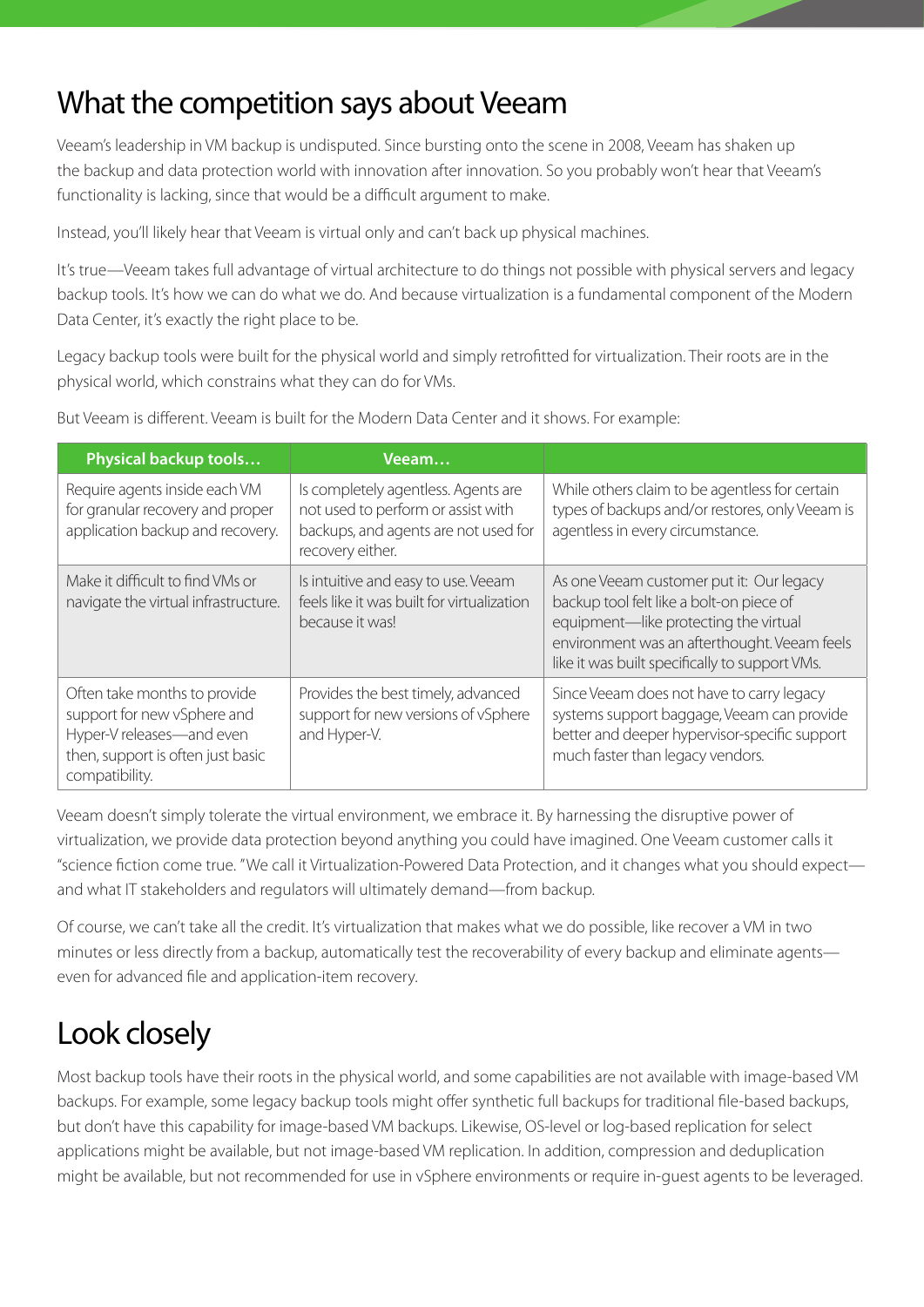# What the competition says about Veeam

Veeam's leadership in VM backup is undisputed. Since bursting onto the scene in 2008, Veeam has shaken up the backup and data protection world with innovation after innovation. So you probably won't hear that Veeam's functionality is lacking, since that would be a difficult argument to make.

Instead, you'll likely hear that Veeam is virtual only and can't back up physical machines.

It's true—Veeam takes full advantage of virtual architecture to do things not possible with physical servers and legacy backup tools. It's how we can do what we do. And because virtualization is a fundamental component of the Modern Data Center, it's exactly the right place to be.

Legacy backup tools were built for the physical world and simply retrofitted for virtualization. Their roots are in the physical world, which constrains what they can do for VMs.

But Veeam is different. Veeam is built for the Modern Data Center and it shows. For example:

| Physical backup tools… | Veeam… | |
|---|---|---|
| Require agents inside each VM for granular recovery and proper application backup and recovery. | Is completely agentless. Agents are not used to perform or assist with backups, and agents are not used for recovery either. | While others claim to be agentless for certain types of backups and/or restores, only Veeam is agentless in every circumstance. |
| Make it difficult to find VMs or navigate the virtual infrastructure. | Is intuitive and easy to use. Veeam feels like it was built for virtualization because it was! | As one Veeam customer put it: Our legacy backup tool felt like a bolt-on piece of equipment—like protecting the virtual environment was an afterthought. Veeam feels like it was built specifically to support VMs. |
| Often take months to provide support for new vSphere and Hyper-V releases—and even then, support is often just basic compatibility. | Provides the best timely, advanced support for new versions of vSphere and Hyper-V. | Since Veeam does not have to carry legacy systems support baggage, Veeam can provide better and deeper hypervisor-specific support much faster than legacy vendors. |

Veeam doesn't simply tolerate the virtual environment, we embrace it. By harnessing the disruptive power of virtualization, we provide data protection beyond anything you could have imagined. One Veeam customer calls it "science fiction come true. "We call it Virtualization-Powered Data Protection, and it changes what you should expect—and what IT stakeholders and regulators will ultimately demand—from backup.

Of course, we can't take all the credit. It's virtualization that makes what we do possible, like recover a VM in two minutes or less directly from a backup, automatically test the recoverability of every backup and eliminate agents—even for advanced file and application-item recovery.

# Look closely

Most backup tools have their roots in the physical world, and some capabilities are not available with image-based VM backups. For example, some legacy backup tools might offer synthetic full backups for traditional file-based backups, but don't have this capability for image-based VM backups. Likewise, OS-level or log-based replication for select applications might be available, but not image-based VM replication. In addition, compression and deduplication might be available, but not recommended for use in vSphere environments or require in-guest agents to be leveraged.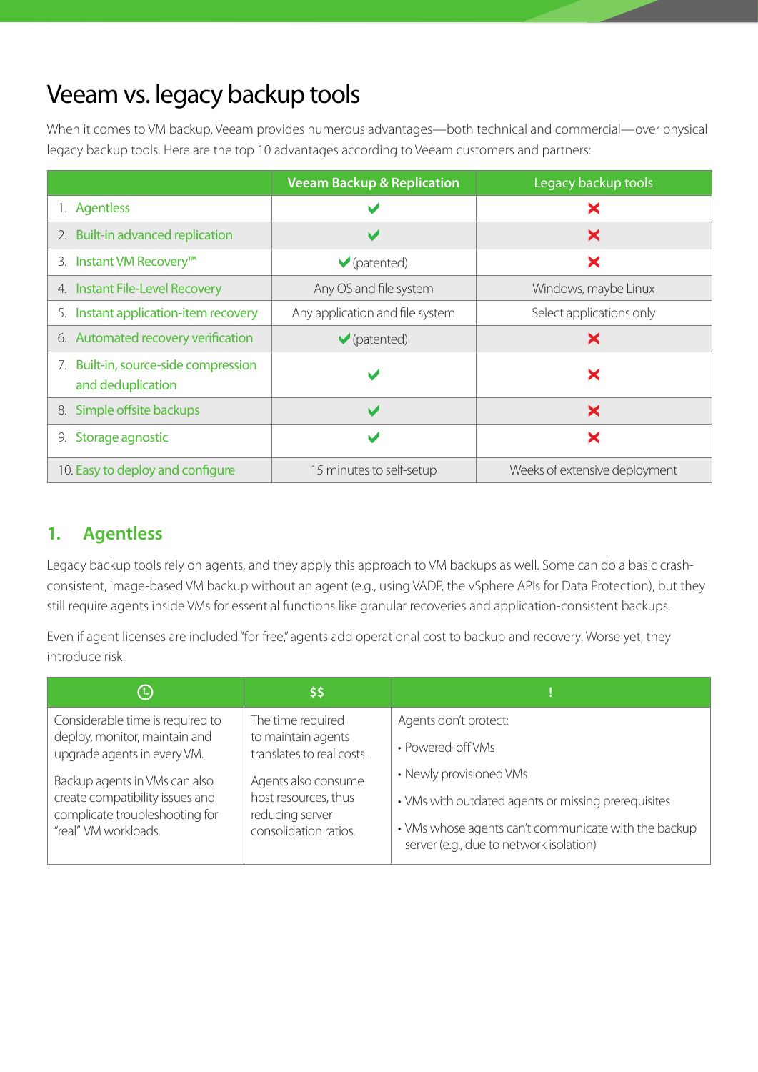# Veeam vs. legacy backup tools

When it comes to VM backup, Veeam provides numerous advantages—both technical and commercial—over physical legacy backup tools. Here are the top 10 advantages according to Veeam customers and partners:

| | Veeam Backup & Replication | Legacy backup tools |
|---|---|---|
| 1. Agentless | ✔ | ✘ |
| 2. Built-in advanced replication | ✔ | ✘ |
| 3. Instant VM Recovery™ | ✔ (patented) | ✘ |
| 4. Instant File-Level Recovery | Any OS and file system | Windows, maybe Linux |
| 5. Instant application-item recovery | Any application and file system | Select applications only |
| 6. Automated recovery verification | ✔ (patented) | ✘ |
| 7. Built-in, source-side compression and deduplication | ✔ | ✘ |
| 8. Simple offsite backups | ✔ | ✘ |
| 9. Storage agnostic | ✔ | ✘ |
| 10. Easy to deploy and configure | 15 minutes to self-setup | Weeks of extensive deployment |

## 1. Agentless

Legacy backup tools rely on agents, and they apply this approach to VM backups as well. Some can do a basic crash-consistent, image-based VM backup without an agent (e.g., using VADP, the vSphere APIs for Data Protection), but they still require agents inside VMs for essential functions like granular recoveries and application-consistent backups.

Even if agent licenses are included "for free," agents add operational cost to backup and recovery. Worse yet, they introduce risk.

| 🕓 | $$ | ! |
|---|---|---|
| Considerable time is required to deploy, monitor, maintain and upgrade agents in every VM.<br><br>Backup agents in VMs can also create compatibility issues and complicate troubleshooting for "real" VM workloads. | The time required to maintain agents translates to real costs.<br><br>Agents also consume host resources, thus reducing server consolidation ratios. | Agents don't protect:<br>• Powered-off VMs<br>• Newly provisioned VMs<br>• VMs with outdated agents or missing prerequisites<br>• VMs whose agents can't communicate with the backup server (e.g., due to network isolation) |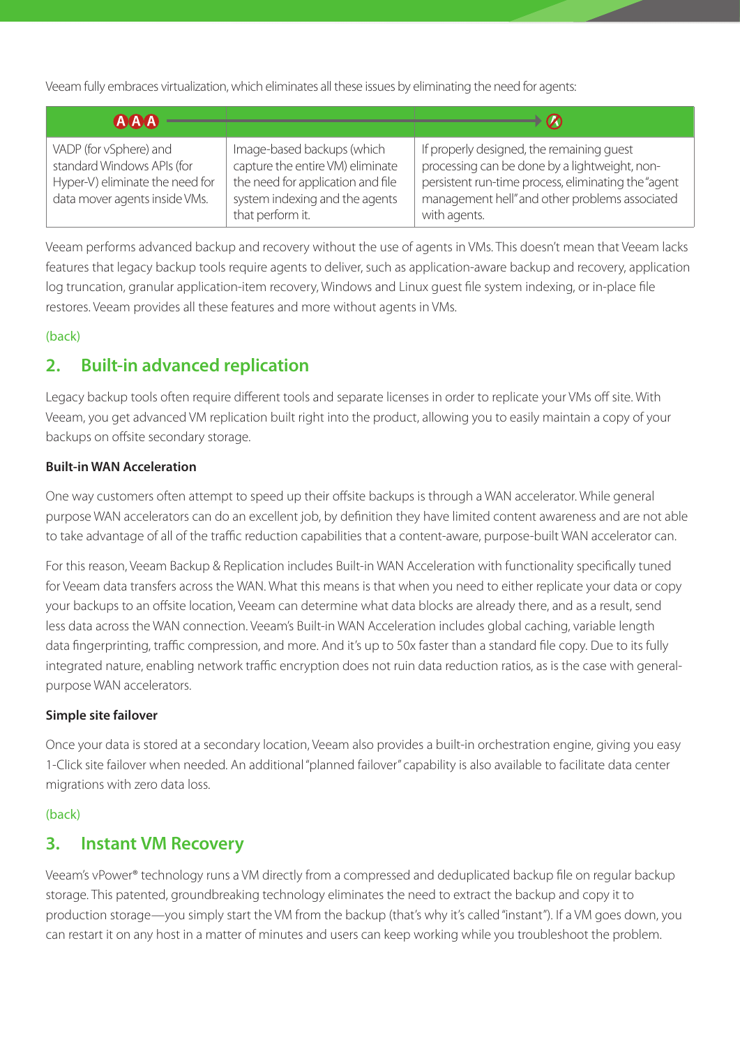Veeam fully embraces virtualization, which eliminates all these issues by eliminating the need for agents:

| AAA | | |
|---|---|---|
| VADP (for vSphere) and standard Windows APIs (for Hyper-V) eliminate the need for data mover agents inside VMs. | Image-based backups (which capture the entire VM) eliminate the need for application and file system indexing and the agents that perform it. | If properly designed, the remaining guest processing can be done by a lightweight, non-persistent run-time process, eliminating the "agent management hell" and other problems associated with agents. |

Veeam performs advanced backup and recovery without the use of agents in VMs. This doesn't mean that Veeam lacks features that legacy backup tools require agents to deliver, such as application-aware backup and recovery, application log truncation, granular application-item recovery, Windows and Linux guest file system indexing, or in-place file restores. Veeam provides all these features and more without agents in VMs.

(back)

## 2. Built-in advanced replication

Legacy backup tools often require different tools and separate licenses in order to replicate your VMs off site. With Veeam, you get advanced VM replication built right into the product, allowing you to easily maintain a copy of your backups on offsite secondary storage.

**Built-in WAN Acceleration**

One way customers often attempt to speed up their offsite backups is through a WAN accelerator. While general purpose WAN accelerators can do an excellent job, by definition they have limited content awareness and are not able to take advantage of all of the traffic reduction capabilities that a content-aware, purpose-built WAN accelerator can.

For this reason, Veeam Backup & Replication includes Built-in WAN Acceleration with functionality specifically tuned for Veeam data transfers across the WAN. What this means is that when you need to either replicate your data or copy your backups to an offsite location, Veeam can determine what data blocks are already there, and as a result, send less data across the WAN connection. Veeam's Built-in WAN Acceleration includes global caching, variable length data fingerprinting, traffic compression, and more. And it's up to 50x faster than a standard file copy. Due to its fully integrated nature, enabling network traffic encryption does not ruin data reduction ratios, as is the case with general-purpose WAN accelerators.

**Simple site failover**

Once your data is stored at a secondary location, Veeam also provides a built-in orchestration engine, giving you easy 1-Click site failover when needed. An additional "planned failover" capability is also available to facilitate data center migrations with zero data loss.

(back)

## 3. Instant VM Recovery

Veeam's vPower® technology runs a VM directly from a compressed and deduplicated backup file on regular backup storage. This patented, groundbreaking technology eliminates the need to extract the backup and copy it to production storage—you simply start the VM from the backup (that's why it's called "instant"). If a VM goes down, you can restart it on any host in a matter of minutes and users can keep working while you troubleshoot the problem.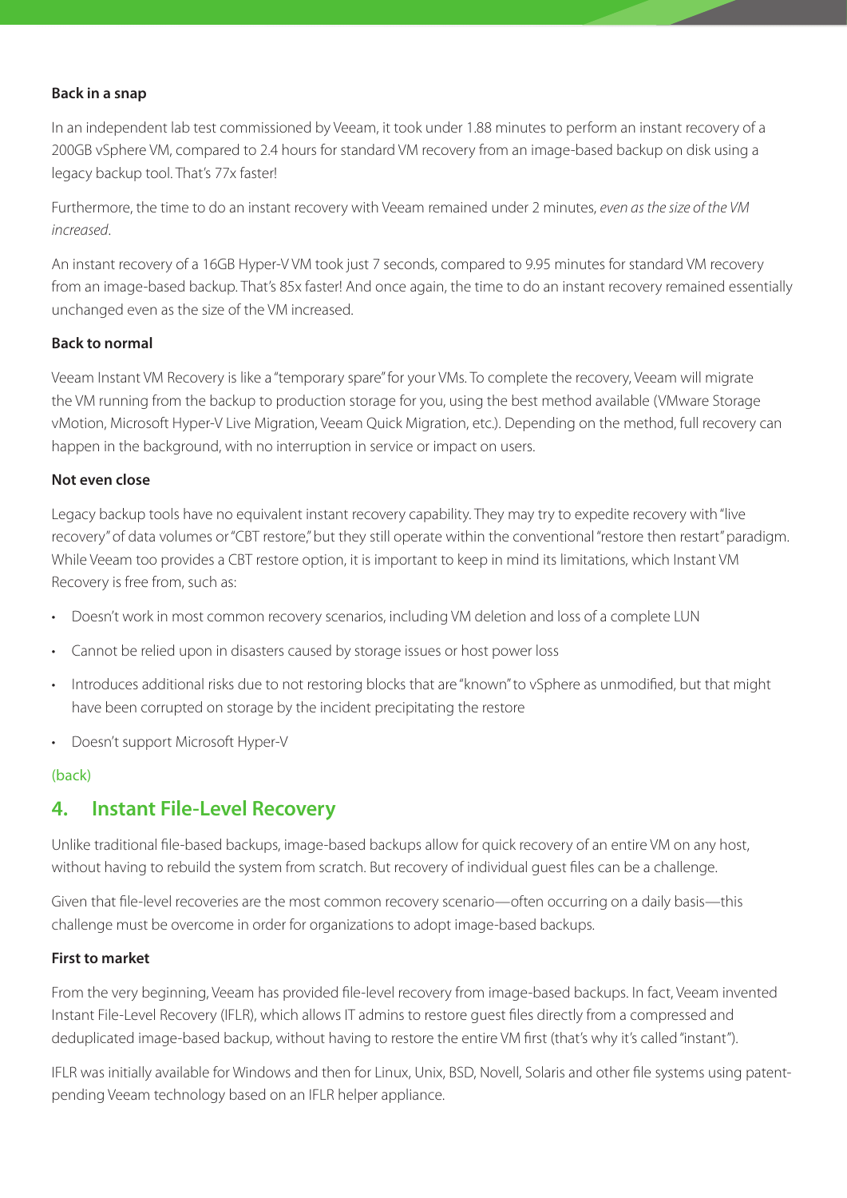### Back in a snap

In an independent lab test commissioned by Veeam, it took under 1.88 minutes to perform an instant recovery of a 200GB vSphere VM, compared to 2.4 hours for standard VM recovery from an image-based backup on disk using a legacy backup tool. That's 77x faster!

Furthermore, the time to do an instant recovery with Veeam remained under 2 minutes, *even as the size of the VM increased*.

An instant recovery of a 16GB Hyper-V VM took just 7 seconds, compared to 9.95 minutes for standard VM recovery from an image-based backup. That's 85x faster! And once again, the time to do an instant recovery remained essentially unchanged even as the size of the VM increased.

### Back to normal

Veeam Instant VM Recovery is like a "temporary spare" for your VMs. To complete the recovery, Veeam will migrate the VM running from the backup to production storage for you, using the best method available (VMware Storage vMotion, Microsoft Hyper-V Live Migration, Veeam Quick Migration, etc.). Depending on the method, full recovery can happen in the background, with no interruption in service or impact on users.

### Not even close

Legacy backup tools have no equivalent instant recovery capability. They may try to expedite recovery with "live recovery" of data volumes or "CBT restore," but they still operate within the conventional "restore then restart" paradigm. While Veeam too provides a CBT restore option, it is important to keep in mind its limitations, which Instant VM Recovery is free from, such as:

- Doesn't work in most common recovery scenarios, including VM deletion and loss of a complete LUN
- Cannot be relied upon in disasters caused by storage issues or host power loss
- Introduces additional risks due to not restoring blocks that are "known" to vSphere as unmodified, but that might have been corrupted on storage by the incident precipitating the restore
- Doesn't support Microsoft Hyper-V

(back)

## 4. Instant File-Level Recovery

Unlike traditional file-based backups, image-based backups allow for quick recovery of an entire VM on any host, without having to rebuild the system from scratch. But recovery of individual guest files can be a challenge.

Given that file-level recoveries are the most common recovery scenario—often occurring on a daily basis—this challenge must be overcome in order for organizations to adopt image-based backups.

### First to market

From the very beginning, Veeam has provided file-level recovery from image-based backups. In fact, Veeam invented Instant File-Level Recovery (IFLR), which allows IT admins to restore guest files directly from a compressed and deduplicated image-based backup, without having to restore the entire VM first (that's why it's called "instant").

IFLR was initially available for Windows and then for Linux, Unix, BSD, Novell, Solaris and other file systems using patent-pending Veeam technology based on an IFLR helper appliance.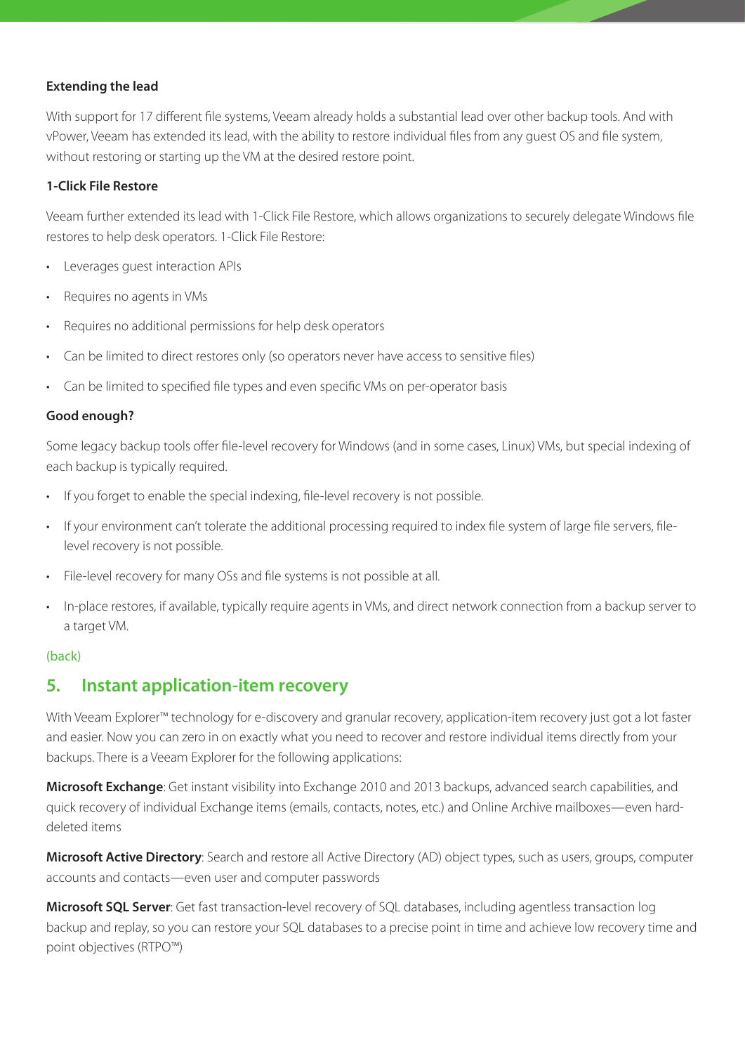**Extending the lead**

With support for 17 different file systems, Veeam already holds a substantial lead over other backup tools. And with vPower, Veeam has extended its lead, with the ability to restore individual files from any guest OS and file system, without restoring or starting up the VM at the desired restore point.

**1-Click File Restore**

Veeam further extended its lead with 1-Click File Restore, which allows organizations to securely delegate Windows file restores to help desk operators. 1-Click File Restore:

- Leverages guest interaction APIs
- Requires no agents in VMs
- Requires no additional permissions for help desk operators
- Can be limited to direct restores only (so operators never have access to sensitive files)
- Can be limited to specified file types and even specific VMs on per-operator basis

**Good enough?**

Some legacy backup tools offer file-level recovery for Windows (and in some cases, Linux) VMs, but special indexing of each backup is typically required.

- If you forget to enable the special indexing, file-level recovery is not possible.
- If your environment can't tolerate the additional processing required to index file system of large file servers, file-level recovery is not possible.
- File-level recovery for many OSs and file systems is not possible at all.
- In-place restores, if available, typically require agents in VMs, and direct network connection from a backup server to a target VM.

(back)

## 5. Instant application-item recovery

With Veeam Explorer™ technology for e-discovery and granular recovery, application-item recovery just got a lot faster and easier. Now you can zero in on exactly what you need to recover and restore individual items directly from your backups. There is a Veeam Explorer for the following applications:

**Microsoft Exchange**: Get instant visibility into Exchange 2010 and 2013 backups, advanced search capabilities, and quick recovery of individual Exchange items (emails, contacts, notes, etc.) and Online Archive mailboxes—even hard-deleted items

**Microsoft Active Directory**: Search and restore all Active Directory (AD) object types, such as users, groups, computer accounts and contacts—even user and computer passwords

**Microsoft SQL Server**: Get fast transaction-level recovery of SQL databases, including agentless transaction log backup and replay, so you can restore your SQL databases to a precise point in time and achieve low recovery time and point objectives (RTPO™)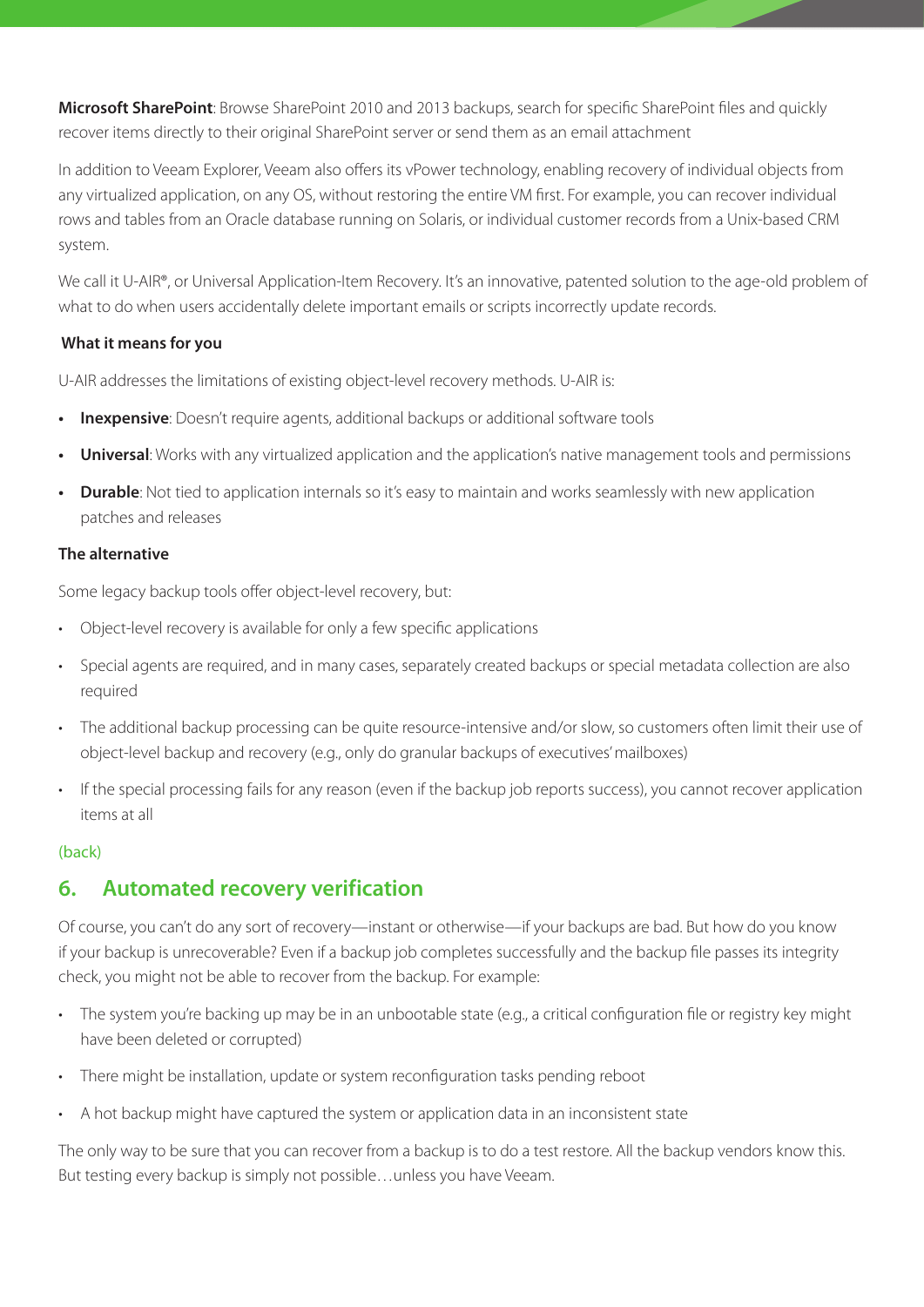**Microsoft SharePoint**: Browse SharePoint 2010 and 2013 backups, search for specific SharePoint files and quickly recover items directly to their original SharePoint server or send them as an email attachment

In addition to Veeam Explorer, Veeam also offers its vPower technology, enabling recovery of individual objects from any virtualized application, on any OS, without restoring the entire VM first. For example, you can recover individual rows and tables from an Oracle database running on Solaris, or individual customer records from a Unix-based CRM system.

We call it U-AIR®, or Universal Application-Item Recovery. It's an innovative, patented solution to the age-old problem of what to do when users accidentally delete important emails or scripts incorrectly update records.

#### What it means for you

U-AIR addresses the limitations of existing object-level recovery methods. U-AIR is:

- **Inexpensive**: Doesn't require agents, additional backups or additional software tools
- **Universal**: Works with any virtualized application and the application's native management tools and permissions
- **Durable**: Not tied to application internals so it's easy to maintain and works seamlessly with new application patches and releases

#### The alternative

Some legacy backup tools offer object-level recovery, but:

- Object-level recovery is available for only a few specific applications
- Special agents are required, and in many cases, separately created backups or special metadata collection are also required
- The additional backup processing can be quite resource-intensive and/or slow, so customers often limit their use of object-level backup and recovery (e.g., only do granular backups of executives' mailboxes)
- If the special processing fails for any reason (even if the backup job reports success), you cannot recover application items at all

(back)

## 6. Automated recovery verification

Of course, you can't do any sort of recovery—instant or otherwise—if your backups are bad. But how do you know if your backup is unrecoverable? Even if a backup job completes successfully and the backup file passes its integrity check, you might not be able to recover from the backup. For example:

- The system you're backing up may be in an unbootable state (e.g., a critical configuration file or registry key might have been deleted or corrupted)
- There might be installation, update or system reconfiguration tasks pending reboot
- A hot backup might have captured the system or application data in an inconsistent state

The only way to be sure that you can recover from a backup is to do a test restore. All the backup vendors know this. But testing every backup is simply not possible…unless you have Veeam.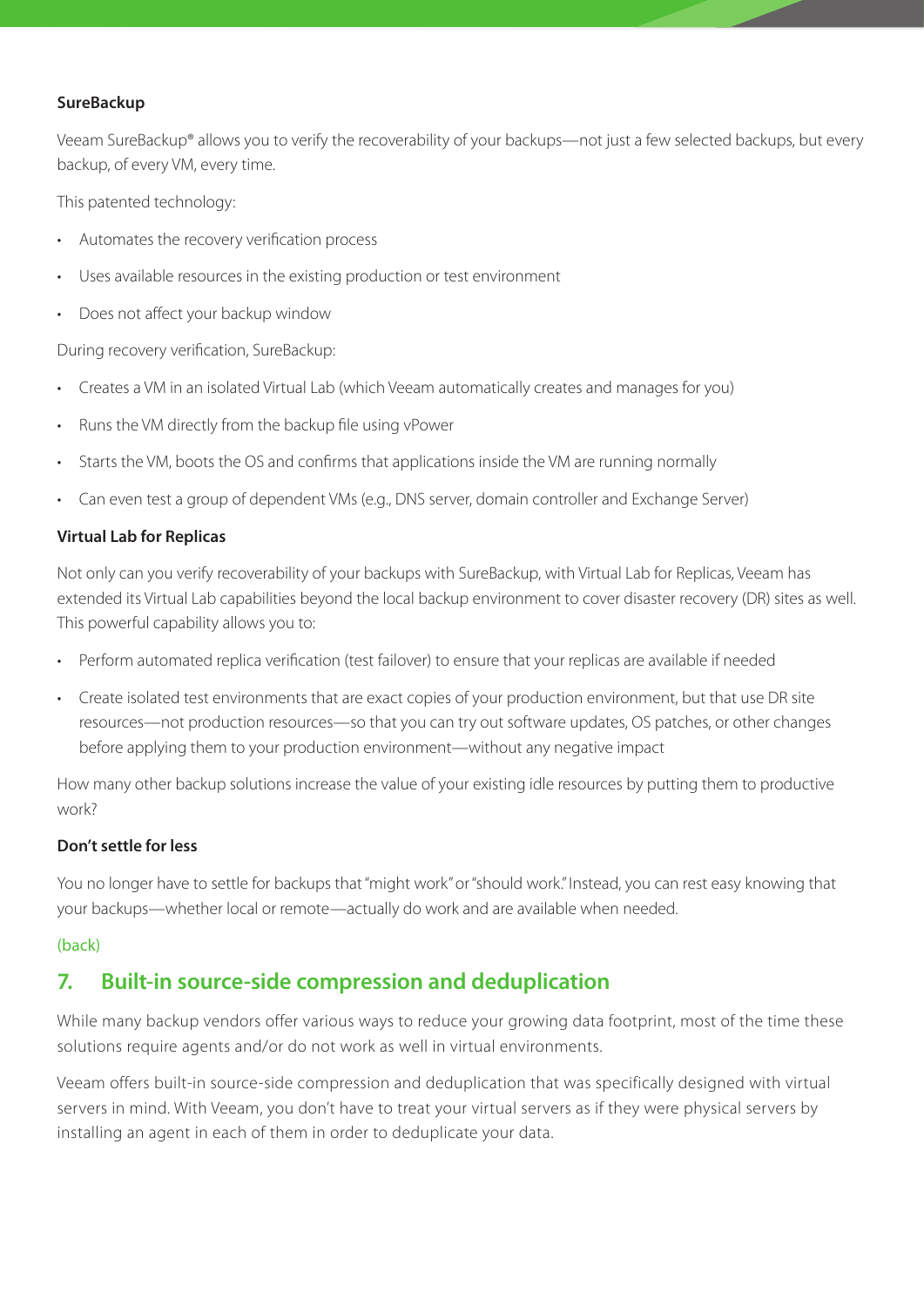### SureBackup

Veeam SureBackup® allows you to verify the recoverability of your backups—not just a few selected backups, but every backup, of every VM, every time.

This patented technology:

- Automates the recovery verification process
- Uses available resources in the existing production or test environment
- Does not affect your backup window

During recovery verification, SureBackup:

- Creates a VM in an isolated Virtual Lab (which Veeam automatically creates and manages for you)
- Runs the VM directly from the backup file using vPower
- Starts the VM, boots the OS and confirms that applications inside the VM are running normally
- Can even test a group of dependent VMs (e.g., DNS server, domain controller and Exchange Server)

### Virtual Lab for Replicas

Not only can you verify recoverability of your backups with SureBackup, with Virtual Lab for Replicas, Veeam has extended its Virtual Lab capabilities beyond the local backup environment to cover disaster recovery (DR) sites as well. This powerful capability allows you to:

- Perform automated replica verification (test failover) to ensure that your replicas are available if needed
- Create isolated test environments that are exact copies of your production environment, but that use DR site resources—not production resources—so that you can try out software updates, OS patches, or other changes before applying them to your production environment—without any negative impact

How many other backup solutions increase the value of your existing idle resources by putting them to productive work?

### Don't settle for less

You no longer have to settle for backups that "might work" or "should work." Instead, you can rest easy knowing that your backups—whether local or remote—actually do work and are available when needed.

(back)

## 7. Built-in source-side compression and deduplication

While many backup vendors offer various ways to reduce your growing data footprint, most of the time these solutions require agents and/or do not work as well in virtual environments.

Veeam offers built-in source-side compression and deduplication that was specifically designed with virtual servers in mind. With Veeam, you don't have to treat your virtual servers as if they were physical servers by installing an agent in each of them in order to deduplicate your data.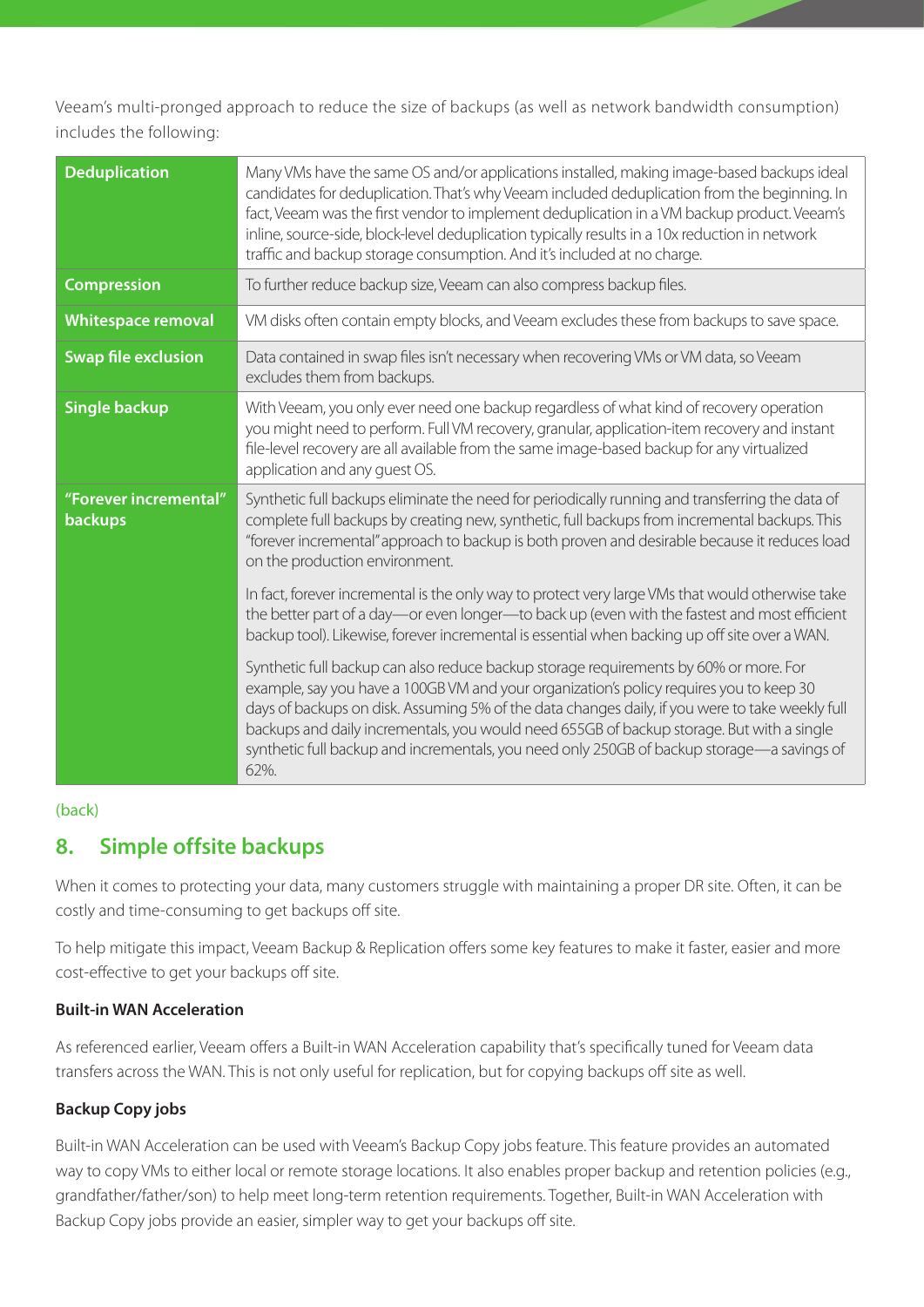Veeam's multi-pronged approach to reduce the size of backups (as well as network bandwidth consumption) includes the following:

| | |
|---|---|
| **Deduplication** | Many VMs have the same OS and/or applications installed, making image-based backups ideal candidates for deduplication. That's why Veeam included deduplication from the beginning. In fact, Veeam was the first vendor to implement deduplication in a VM backup product. Veeam's inline, source-side, block-level deduplication typically results in a 10x reduction in network traffic and backup storage consumption. And it's included at no charge. |
| **Compression** | To further reduce backup size, Veeam can also compress backup files. |
| **Whitespace removal** | VM disks often contain empty blocks, and Veeam excludes these from backups to save space. |
| **Swap file exclusion** | Data contained in swap files isn't necessary when recovering VMs or VM data, so Veeam excludes them from backups. |
| **Single backup** | With Veeam, you only ever need one backup regardless of what kind of recovery operation you might need to perform. Full VM recovery, granular, application-item recovery and instant file-level recovery are all available from the same image-based backup for any virtualized application and any guest OS. |
| **"Forever incremental" backups** | Synthetic full backups eliminate the need for periodically running and transferring the data of complete full backups by creating new, synthetic, full backups from incremental backups. This "forever incremental" approach to backup is both proven and desirable because it reduces load on the production environment.<br><br>In fact, forever incremental is the only way to protect very large VMs that would otherwise take the better part of a day—or even longer—to back up (even with the fastest and most efficient backup tool). Likewise, forever incremental is essential when backing up off site over a WAN.<br><br>Synthetic full backup can also reduce backup storage requirements by 60% or more. For example, say you have a 100GB VM and your organization's policy requires you to keep 30 days of backups on disk. Assuming 5% of the data changes daily, if you were to take weekly full backups and daily incrementals, you would need 655GB of backup storage. But with a single synthetic full backup and incrementals, you need only 250GB of backup storage—a savings of 62%. |

(back)

## 8. Simple offsite backups

When it comes to protecting your data, many customers struggle with maintaining a proper DR site. Often, it can be costly and time-consuming to get backups off site.

To help mitigate this impact, Veeam Backup & Replication offers some key features to make it faster, easier and more cost-effective to get your backups off site.

**Built-in WAN Acceleration**

As referenced earlier, Veeam offers a Built-in WAN Acceleration capability that's specifically tuned for Veeam data transfers across the WAN. This is not only useful for replication, but for copying backups off site as well.

**Backup Copy jobs**

Built-in WAN Acceleration can be used with Veeam's Backup Copy jobs feature. This feature provides an automated way to copy VMs to either local or remote storage locations. It also enables proper backup and retention policies (e.g., grandfather/father/son) to help meet long-term retention requirements. Together, Built-in WAN Acceleration with Backup Copy jobs provide an easier, simpler way to get your backups off site.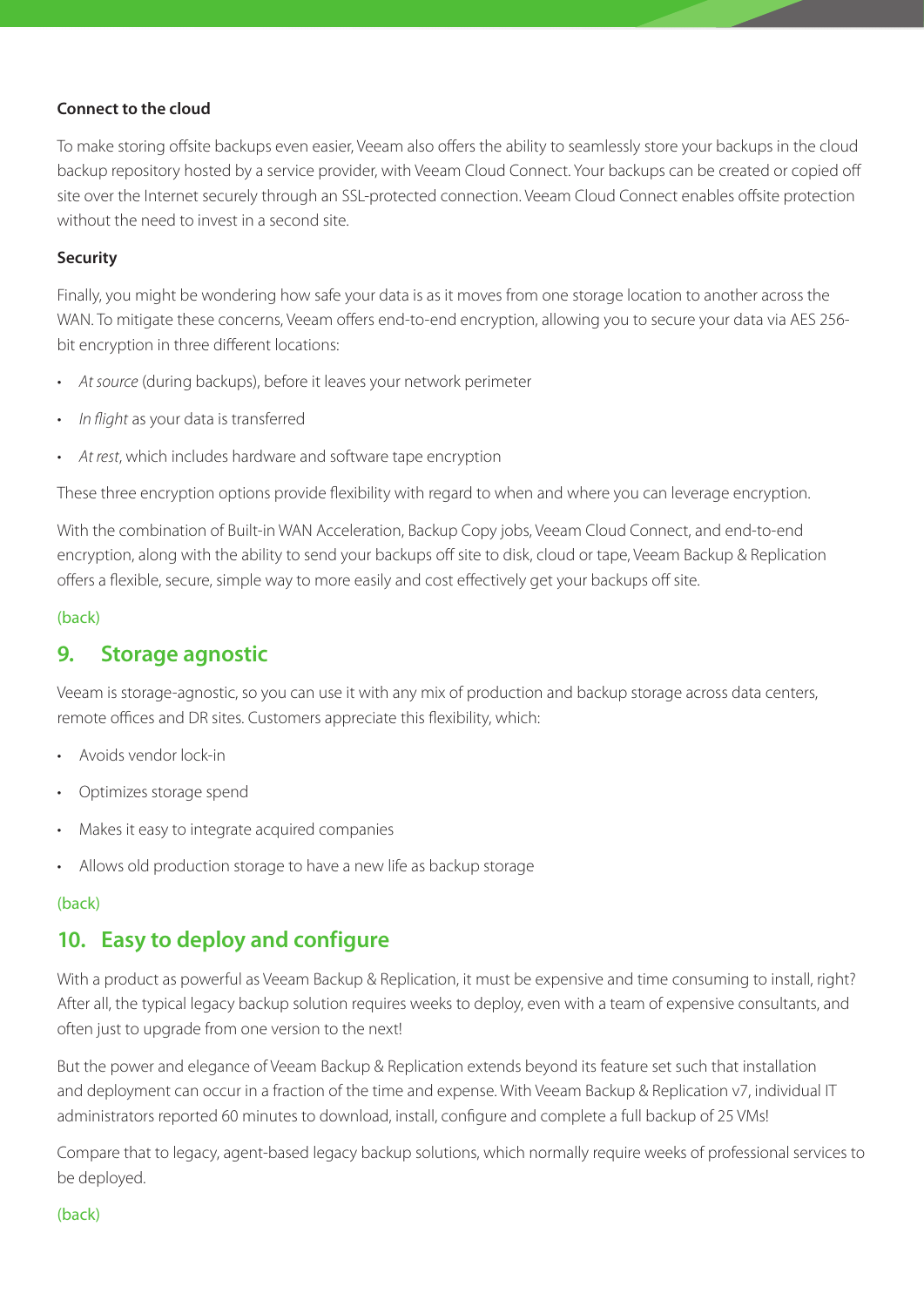### Connect to the cloud

To make storing offsite backups even easier, Veeam also offers the ability to seamlessly store your backups in the cloud backup repository hosted by a service provider, with Veeam Cloud Connect. Your backups can be created or copied off site over the Internet securely through an SSL-protected connection. Veeam Cloud Connect enables offsite protection without the need to invest in a second site.

### Security

Finally, you might be wondering how safe your data is as it moves from one storage location to another across the WAN. To mitigate these concerns, Veeam offers end-to-end encryption, allowing you to secure your data via AES 256-bit encryption in three different locations:

- *At source* (during backups), before it leaves your network perimeter
- *In flight* as your data is transferred
- *At rest*, which includes hardware and software tape encryption

These three encryption options provide flexibility with regard to when and where you can leverage encryption.

With the combination of Built-in WAN Acceleration, Backup Copy jobs, Veeam Cloud Connect, and end-to-end encryption, along with the ability to send your backups off site to disk, cloud or tape, Veeam Backup & Replication offers a flexible, secure, simple way to more easily and cost effectively get your backups off site.

(back)

## 9. Storage agnostic

Veeam is storage-agnostic, so you can use it with any mix of production and backup storage across data centers, remote offices and DR sites. Customers appreciate this flexibility, which:

- Avoids vendor lock-in
- Optimizes storage spend
- Makes it easy to integrate acquired companies
- Allows old production storage to have a new life as backup storage

(back)

## 10. Easy to deploy and configure

With a product as powerful as Veeam Backup & Replication, it must be expensive and time consuming to install, right? After all, the typical legacy backup solution requires weeks to deploy, even with a team of expensive consultants, and often just to upgrade from one version to the next!

But the power and elegance of Veeam Backup & Replication extends beyond its feature set such that installation and deployment can occur in a fraction of the time and expense. With Veeam Backup & Replication v7, individual IT administrators reported 60 minutes to download, install, configure and complete a full backup of 25 VMs!

Compare that to legacy, agent-based legacy backup solutions, which normally require weeks of professional services to be deployed.

(back)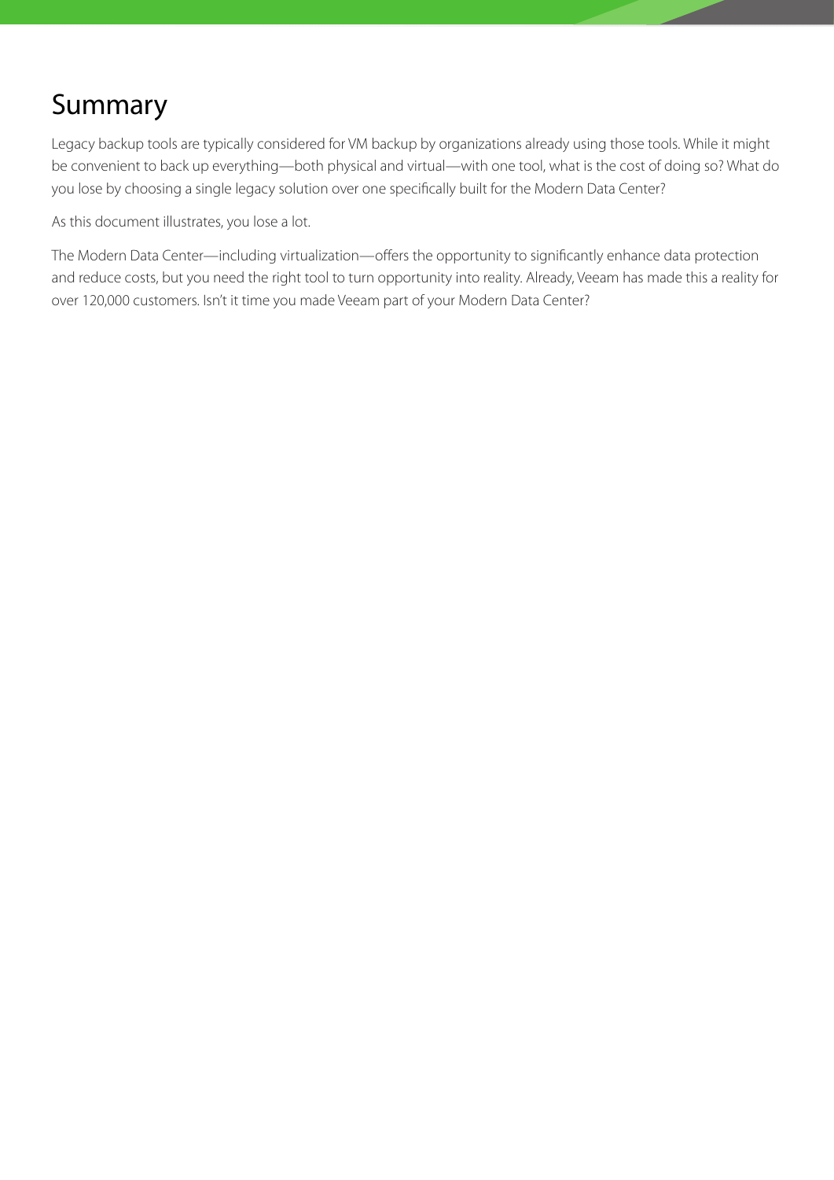# Summary

Legacy backup tools are typically considered for VM backup by organizations already using those tools. While it might be convenient to back up everything—both physical and virtual—with one tool, what is the cost of doing so? What do you lose by choosing a single legacy solution over one specifically built for the Modern Data Center?

As this document illustrates, you lose a lot.

The Modern Data Center—including virtualization—offers the opportunity to significantly enhance data protection and reduce costs, but you need the right tool to turn opportunity into reality. Already, Veeam has made this a reality for over 120,000 customers. Isn't it time you made Veeam part of your Modern Data Center?